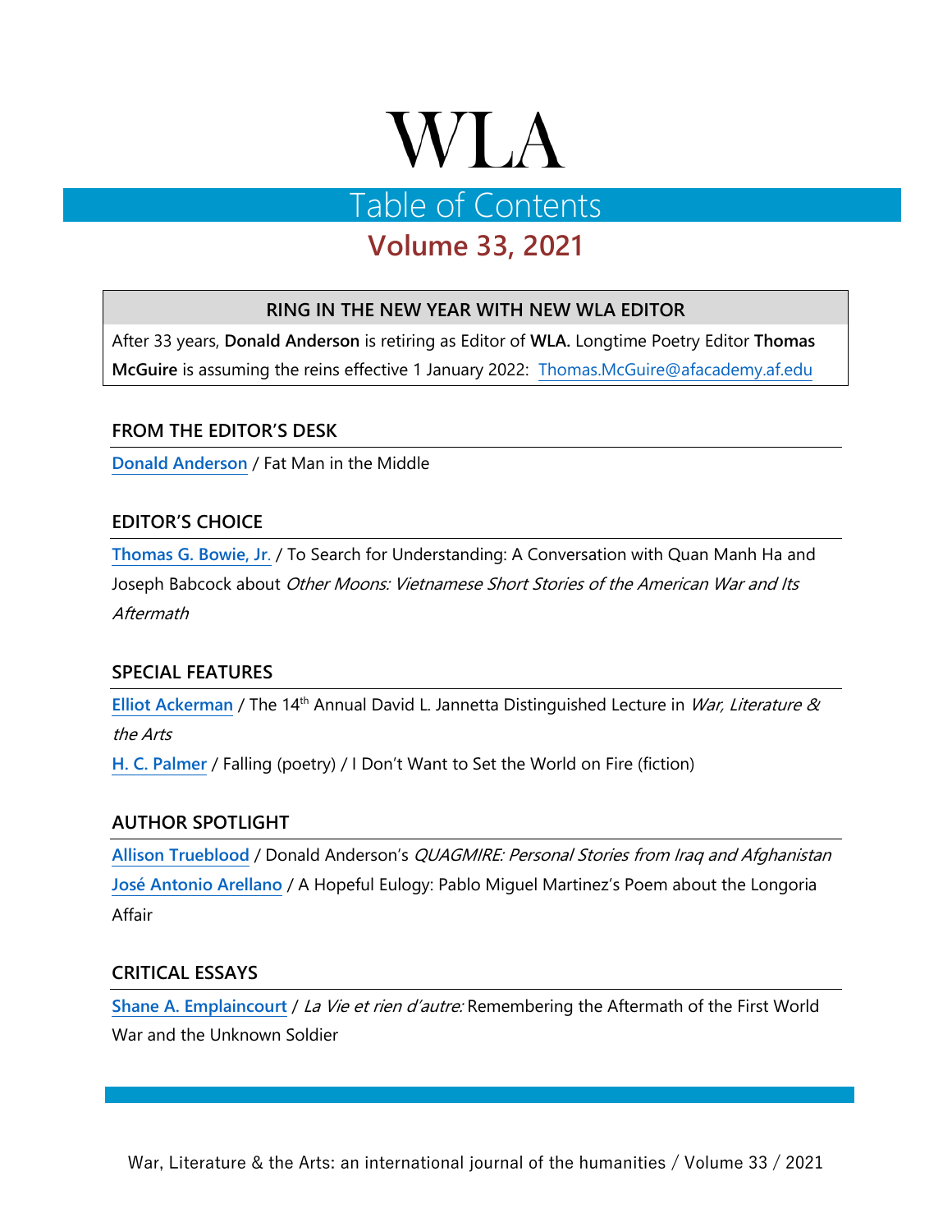# WLA

## Table of Contents

## Volume 33, 2021

**RING IN THE NEW YEAR WITH NEW WLA EDITOR**

After 33 years, **Donald Anderson** is retiring as Editor of **WLA.** Longtime Poetry Editor **Thomas McGuire** is assuming the reins effective 1 January 2022: Thomas.McGuire@afacademy.af.edu

### FROM THE EDITOR'S DESK

**Donald Anderson** / Fat Man in the Middle

### EDITOR'S CHOICE

**Thomas G. Bowie, Jr.** / To Search for Understanding: A Conversation with Quan Manh Ha and Joseph Babcock about *Other Moons: Vietnamese Short Stories of the American War and Its Aftermath*

### SPECIAL FEATURES

**Elliot Ackerman** / The 14th Annual David L. Jannetta Distinguished Lecture in *War, Literature & the Arts*

**H. C. Palmer** / Falling (poetry) / I Don't Want to Set the World on Fire (fiction)

### AUTHOR SPOTLIGHT

**Allison Trueblood** / Donald Anderson's *QUAGMIRE: Personal Stories from Iraq and Afghanistan*

**José Antonio Arellano** / A Hopeful Eulogy: Pablo Miguel Martinez's Poem about the Longoria Affair

### CRITICAL ESSAYS

**Shane A. Emplaincourt** / *La Vie et rien d'autre:* Remembering the Aftermath of the First World War and the Unknown Soldier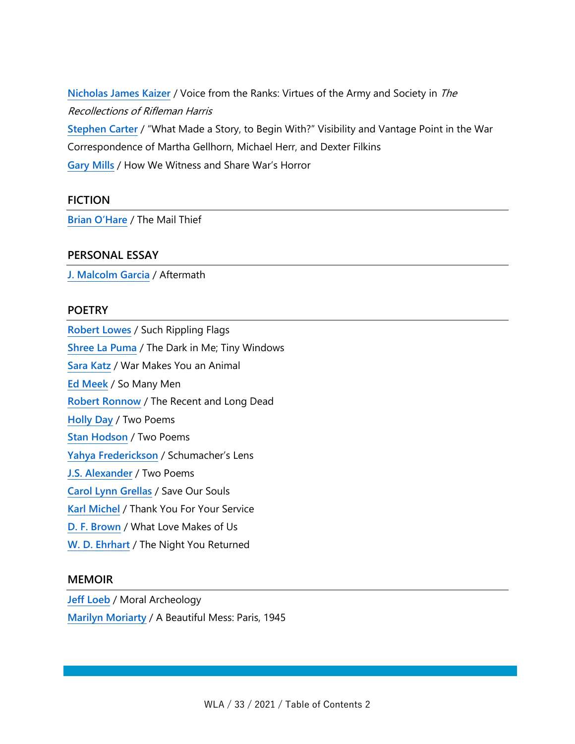Nicholas James Kaizer / Voice from the Ranks: Virtues of the Army and Society in *The Recollections of Rifleman Harris*

Stephen Carter / "What Made a Story, to Begin With?" Visibility and Vantage Point in the War Correspondence of Martha Gellhorn, Michael Herr, and Dexter Filkins

Gary Mills / How We Witness and Share War's Horror

## FICTION

Brian O'Hare / The Mail Thief

## PERSONAL ESSAY

J. Malcolm Garcia / Aftermath

## POETRY

Robert Lowes / Such Rippling Flags

Shree La Puma / The Dark in Me; Tiny Windows

Sara Katz / War Makes You an Animal

Ed Meek / So Many Men

Robert Ronnow / The Recent and Long Dead

Holly Day / Two Poems

Stan Hodson / Two Poems

Yahya Frederickson / Schumacher's Lens

J.S. Alexander / Two Poems

Carol Lynn Grellas / Save Our Souls

Karl Michel / Thank You For Your Service

D. F. Brown / What Love Makes of Us

W. D. Ehrhart / The Night You Returned

## MEMOIR

Jeff Loeb / Moral Archeology

Marilyn Moriarty / A Beautiful Mess: Paris, 1945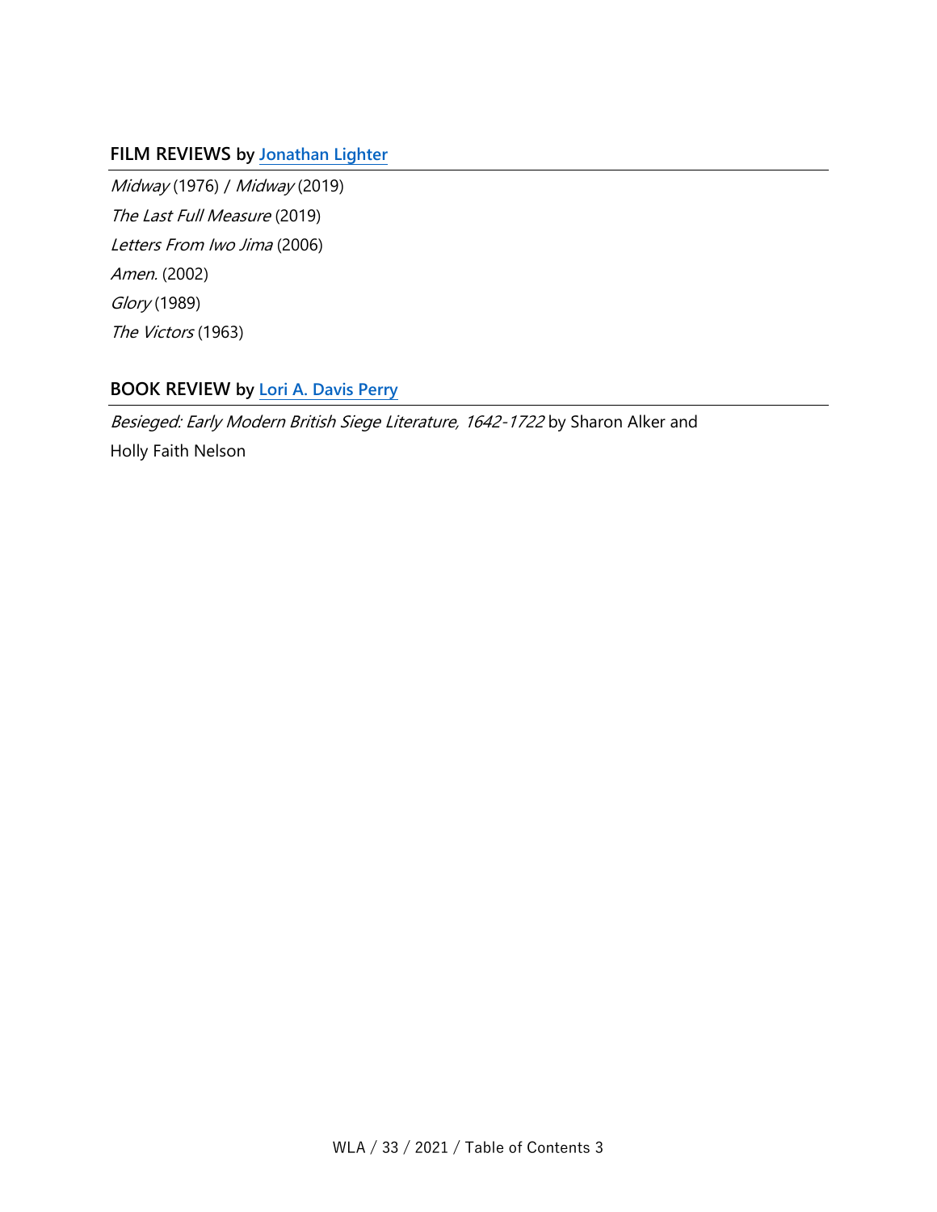### **FILM REVIEWS by** [Jonathan Lighter]

*Midway* (1976) / *Midway* (2019)

*The Last Full Measure* (2019)

*Letters From Iwo Jima* (2006)

*Amen.* (2002)

*Glory* (1989)

*The Victors* (1963)

### **BOOK REVIEW by** [Lori A. Davis Perry]

*Besieged: Early Modern British Siege Literature, 1642-1722* by Sharon Alker and Holly Faith Nelson